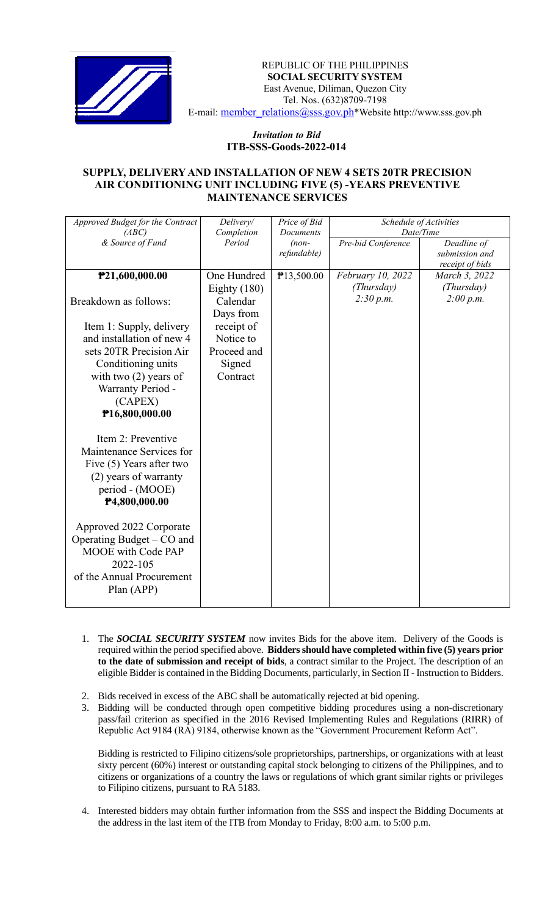REPUBLIC OF THE PHILIPPINES
**SOCIAL SECURITY SYSTEM**
East Avenue, Diliman, Quezon City
Tel. Nos. (632)8709-7198
E-mail: member_relations@sss.gov.ph*Website http://www.sss.gov.ph

*Invitation to Bid*
**ITB-SSS-Goods-2022-014**

## SUPPLY, DELIVERY AND INSTALLATION OF NEW 4 SETS 20TR PRECISION AIR CONDITIONING UNIT INCLUDING FIVE (5) -YEARS PREVENTIVE MAINTENANCE SERVICES

| *Approved Budget for the Contract (ABC) & Source of Fund* | *Delivery/ Completion Period* | *Price of Bid Documents (non-refundable)* | *Schedule of Activities Date/Time* | |
|---|---|---|---|---|
| | | | *Pre-bid Conference* | *Deadline of submission and receipt of bids* |
| **₱21,600,000.00**<br><br>Breakdown as follows:<br><br>Item 1: Supply, delivery and installation of new 4 sets 20TR Precision Air Conditioning units with two (2) years of Warranty Period - (CAPEX)<br>**₱16,800,000.00**<br><br>Item 2: Preventive Maintenance Services for Five (5) Years after two (2) years of warranty period - (MOOE)<br>**₱4,800,000.00**<br><br>Approved 2022 Corporate Operating Budget – CO and MOOE with Code PAP 2022-105 of the Annual Procurement Plan (APP) | One Hundred Eighty (180) Calendar Days from receipt of Notice to Proceed and Signed Contract | ₱13,500.00 | *February 10, 2022 (Thursday) 2:30 p.m.* | *March 3, 2022 (Thursday) 2:00 p.m.* |

1. The ***SOCIAL SECURITY SYSTEM*** now invites Bids for the above item. Delivery of the Goods is required within the period specified above. **Bidders should have completed within five (5) years prior to the date of submission and receipt of bids**, a contract similar to the Project. The description of an eligible Bidder is contained in the Bidding Documents, particularly, in Section II - Instruction to Bidders.

2. Bids received in excess of the ABC shall be automatically rejected at bid opening.

3. Bidding will be conducted through open competitive bidding procedures using a non-discretionary pass/fail criterion as specified in the 2016 Revised Implementing Rules and Regulations (RIRR) of Republic Act 9184 (RA) 9184, otherwise known as the "Government Procurement Reform Act".

   Bidding is restricted to Filipino citizens/sole proprietorships, partnerships, or organizations with at least sixty percent (60%) interest or outstanding capital stock belonging to citizens of the Philippines, and to citizens or organizations of a country the laws or regulations of which grant similar rights or privileges to Filipino citizens, pursuant to RA 5183.

4. Interested bidders may obtain further information from the SSS and inspect the Bidding Documents at the address in the last item of the ITB from Monday to Friday, 8:00 a.m. to 5:00 p.m.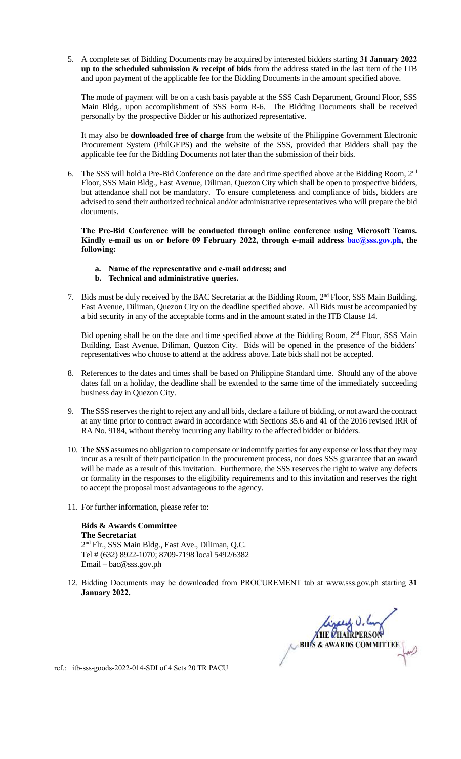5. A complete set of Bidding Documents may be acquired by interested bidders starting **31 January 2022 up to the scheduled submission & receipt of bids** from the address stated in the last item of the ITB and upon payment of the applicable fee for the Bidding Documents in the amount specified above.

   The mode of payment will be on a cash basis payable at the SSS Cash Department, Ground Floor, SSS Main Bldg., upon accomplishment of SSS Form R-6. The Bidding Documents shall be received personally by the prospective Bidder or his authorized representative.

   It may also be **downloaded free of charge** from the website of the Philippine Government Electronic Procurement System (PhilGEPS) and the website of the SSS*,* provided that Bidders shall pay the applicable fee for the Bidding Documents not later than the submission of their bids.

6. The SSS will hold a Pre-Bid Conference on the date and time specified above at the Bidding Room, 2nd Floor, SSS Main Bldg., East Avenue, Diliman, Quezon City which shall be open to prospective bidders, but attendance shall not be mandatory. To ensure completeness and compliance of bids, bidders are advised to send their authorized technical and/or administrative representatives who will prepare the bid documents.

   **The Pre-Bid Conference will be conducted through online conference using Microsoft Teams. Kindly e-mail us on or before 09 February 2022, through e-mail address bac@sss.gov.ph, the following:**

   **a. Name of the representative and e-mail address; and**
   **b. Technical and administrative queries.**

7. Bids must be duly received by the BAC Secretariat at the Bidding Room, 2nd Floor, SSS Main Building, East Avenue, Diliman, Quezon City on the deadline specified above. All Bids must be accompanied by a bid security in any of the acceptable forms and in the amount stated in the ITB Clause 14.

   Bid opening shall be on the date and time specified above at the Bidding Room, 2nd Floor, SSS Main Building, East Avenue, Diliman, Quezon City. Bids will be opened in the presence of the bidders' representatives who choose to attend at the address above. Late bids shall not be accepted.

8. References to the dates and times shall be based on Philippine Standard time. Should any of the above dates fall on a holiday, the deadline shall be extended to the same time of the immediately succeeding business day in Quezon City.

9. The SSS reserves the right to reject any and all bids, declare a failure of bidding, or not award the contract at any time prior to contract award in accordance with Sections 35.6 and 41 of the 2016 revised IRR of RA No. 9184, without thereby incurring any liability to the affected bidder or bidders.

10. The ***SSS*** assumes no obligation to compensate or indemnify parties for any expense or loss that they may incur as a result of their participation in the procurement process, nor does SSS guarantee that an award will be made as a result of this invitation. Furthermore, the SSS reserves the right to waive any defects or formality in the responses to the eligibility requirements and to this invitation and reserves the right to accept the proposal most advantageous to the agency.

11. For further information, please refer to:

    **Bids & Awards Committee**
    **The Secretariat**
    2nd Flr., SSS Main Bldg., East Ave., Diliman, Q.C.
    Tel # (632) 8922-1070; 8709-7198 local 5492/6382
    Email – bac@sss.gov.ph

12. Bidding Documents may be downloaded from PROCUREMENT tab at www.sss.gov.ph starting **31 January 2022.**

THE CHAIRPERSON
BIDS & AWARDS COMMITTEE

ref.: itb-sss-goods-2022-014-SDI of 4 Sets 20 TR PACU